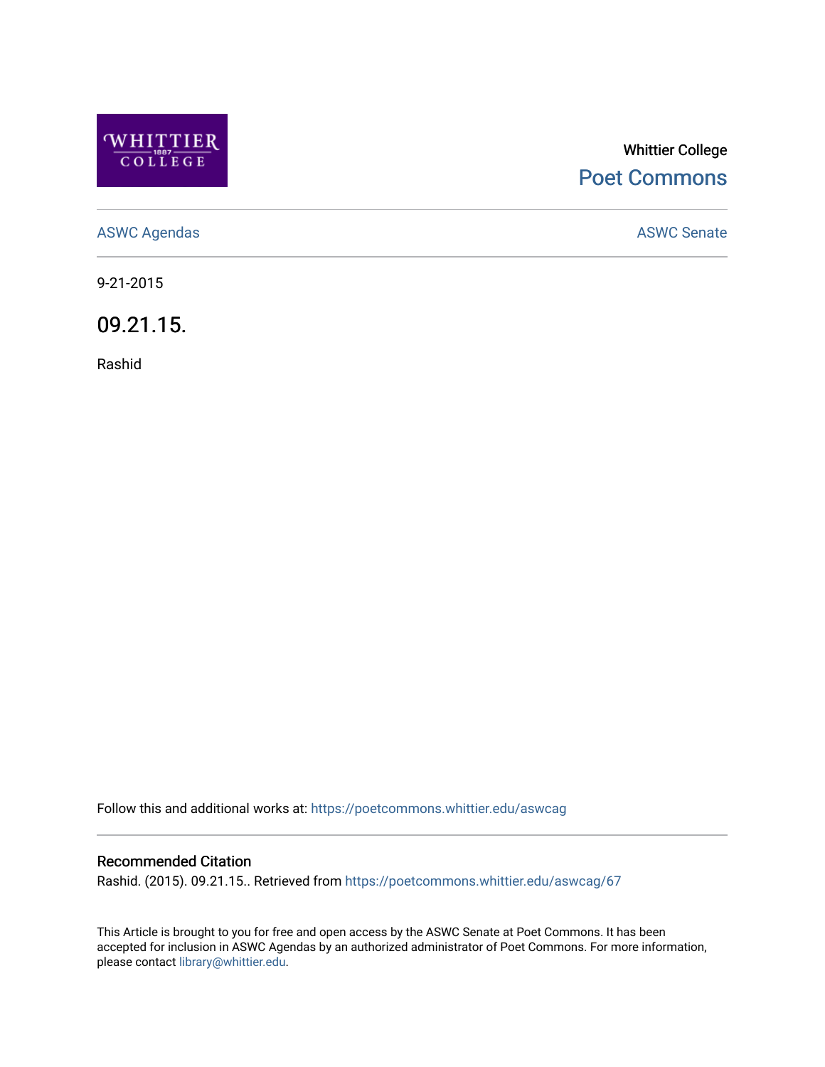Whittier College

Poet Commons

ASWC Agendas

ASWC Senate

9-21-2015

# 09.21.15.

Rashid

Follow this and additional works at: https://poetcommons.whittier.edu/aswcag

## Recommended Citation

Rashid. (2015). 09.21.15.. Retrieved from https://poetcommons.whittier.edu/aswcag/67

This Article is brought to you for free and open access by the ASWC Senate at Poet Commons. It has been accepted for inclusion in ASWC Agendas by an authorized administrator of Poet Commons. For more information, please contact library@whittier.edu.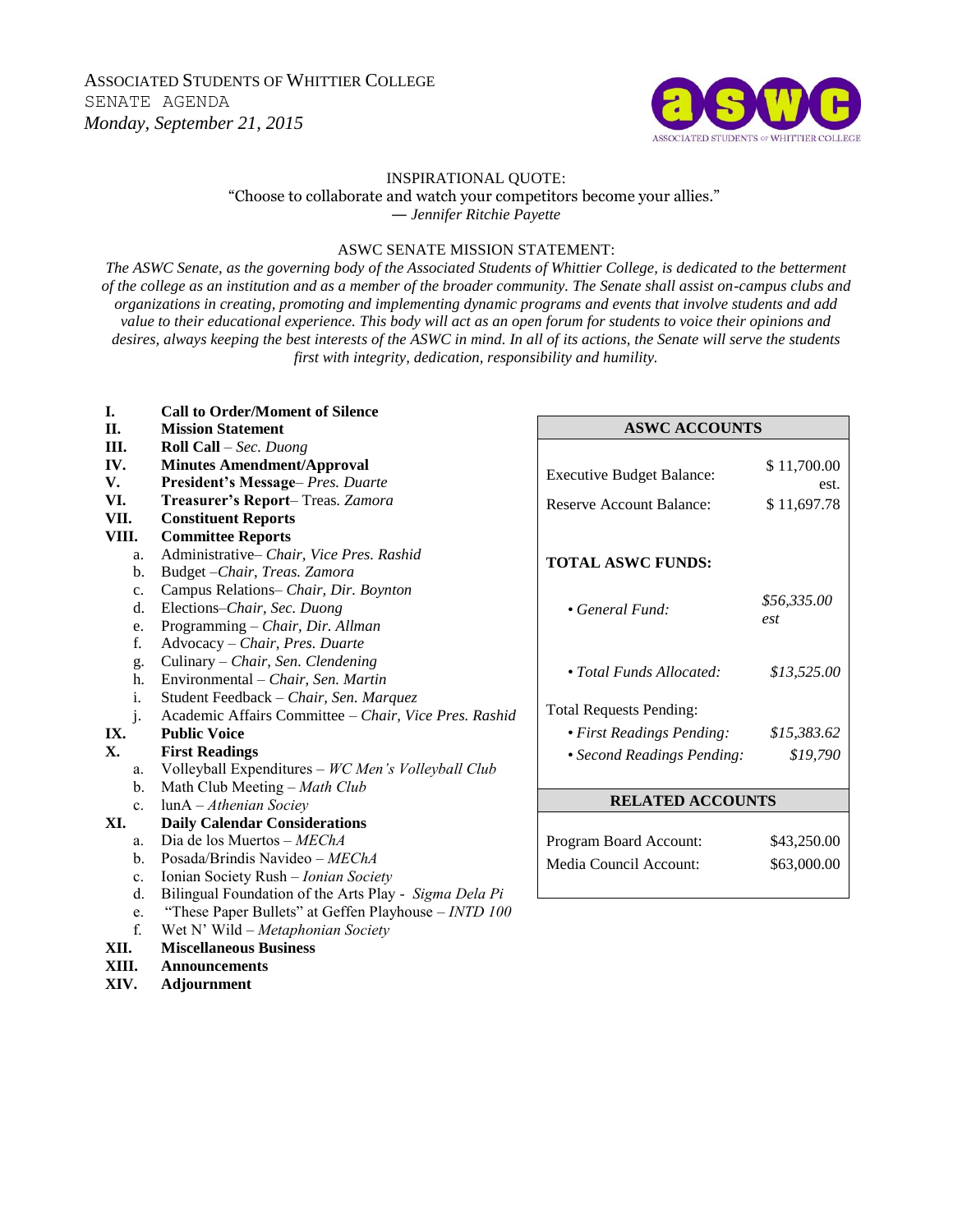ASSOCIATED STUDENTS OF WHITTIER COLLEGE
SENATE AGENDA
*Monday, September 21, 2015*

INSPIRATIONAL QUOTE:
"Choose to collaborate and watch your competitors become your allies."
— *Jennifer Ritchie Payette*

ASWC SENATE MISSION STATEMENT:
*The ASWC Senate, as the governing body of the Associated Students of Whittier College, is dedicated to the betterment of the college as an institution and as a member of the broader community. The Senate shall assist on-campus clubs and organizations in creating, promoting and implementing dynamic programs and events that involve students and add value to their educational experience. This body will act as an open forum for students to voice their opinions and desires, always keeping the best interests of the ASWC in mind. In all of its actions, the Senate will serve the students first with integrity, dedication, responsibility and humility.*

- **I. Call to Order/Moment of Silence**
- **II. Mission Statement**
- **III. Roll Call** – *Sec. Duong*
- **IV. Minutes Amendment/Approval**
- **V. President's Message**– *Pres. Duarte*
- **VI. Treasurer's Report**– Treas. *Zamora*
- **VII. Constituent Reports**
- **VIII. Committee Reports**
  - a. Administrative– *Chair, Vice Pres. Rashid*
  - b. Budget –*Chair, Treas. Zamora*
  - c. Campus Relations– *Chair, Dir. Boynton*
  - d. Elections–*Chair, Sec. Duong*
  - e. Programming – *Chair, Dir. Allman*
  - f. Advocacy – *Chair, Pres. Duarte*
  - g. Culinary – *Chair, Sen. Clendening*
  - h. Environmental – *Chair, Sen. Martin*
  - i. Student Feedback – *Chair, Sen. Marquez*
  - j. Academic Affairs Committee – *Chair, Vice Pres. Rashid*
- **IX. Public Voice**
- **X. First Readings**
  - a. Volleyball Expenditures – *WC Men's Volleyball Club*
  - b. Math Club Meeting – *Math Club*
  - c. lunA – *Athenian Sociey*
- **XI. Daily Calendar Considerations**
  - a. Dia de los Muertos – *MEChA*
  - b. Posada/Brindis Navideo – *MEChA*
  - c. Ionian Society Rush – *Ionian Society*
  - d. Bilingual Foundation of the Arts Play - *Sigma Dela Pi*
  - e. "These Paper Bullets" at Geffen Playhouse – *INTD 100*
  - f. Wet N' Wild – *Metaphonian Society*
- **XII. Miscellaneous Business**
- **XIII. Announcements**
- **XIV. Adjournment**

| ASWC ACCOUNTS | |
|---|---|
| Executive Budget Balance: | $ 11,700.00 est. |
| Reserve Account Balance: | $ 11,697.78 |
| **TOTAL ASWC FUNDS:** | |
| • *General Fund:* | *$56,335.00 est* |
| • *Total Funds Allocated:* | *$13,525.00* |
| Total Requests Pending: | |
| • *First Readings Pending:* | *$15,383.62* |
| • *Second Readings Pending:* | *$19,790* |
| **RELATED ACCOUNTS** | |
| Program Board Account: | $43,250.00 |
| Media Council Account: | $63,000.00 |